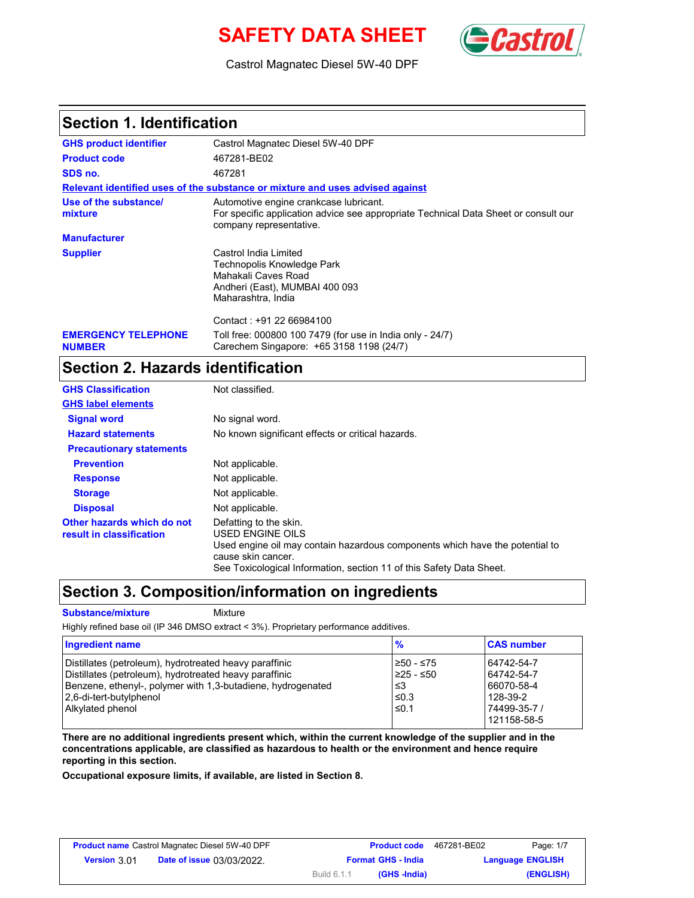# SAFETY DATA SHEET

Castrol Magnatec Diesel 5W-40 DPF

## Section 1. Identification

| | |
|---|---|
| **GHS product identifier** | Castrol Magnatec Diesel 5W-40 DPF |
| **Product code** | 467281-BE02 |
| **SDS no.** | 467281 |

**Relevant identified uses of the substance or mixture and uses advised against**

| | |
|---|---|
| **Use of the substance/ mixture** | Automotive engine crankcase lubricant.<br>For specific application advice see appropriate Technical Data Sheet or consult our company representative. |
| **Manufacturer** | |
| **Supplier** | Castrol India Limited<br>Technopolis Knowledge Park<br>Mahakali Caves Road<br>Andheri (East), MUMBAI 400 093<br>Maharashtra, India<br><br>Contact : +91 22 66984100 |
| **EMERGENCY TELEPHONE NUMBER** | Toll free: 000800 100 7479 (for use in India only - 24/7)<br>Carechem Singapore: +65 3158 1198 (24/7) |

## Section 2. Hazards identification

**GHS Classification** Not classified.

**GHS label elements**

| | |
|---|---|
| **Signal word** | No signal word. |
| **Hazard statements** | No known significant effects or critical hazards. |
| **Precautionary statements** | |
| **Prevention** | Not applicable. |
| **Response** | Not applicable. |
| **Storage** | Not applicable. |
| **Disposal** | Not applicable. |
| **Other hazards which do not result in classification** | Defatting to the skin.<br>USED ENGINE OILS<br>Used engine oil may contain hazardous components which have the potential to cause skin cancer.<br>See Toxicological Information, section 11 of this Safety Data Sheet. |

## Section 3. Composition/information on ingredients

**Substance/mixture** Mixture

Highly refined base oil (IP 346 DMSO extract < 3%). Proprietary performance additives.

| Ingredient name | % | CAS number |
|---|---|---|
| Distillates (petroleum), hydrotreated heavy paraffinic | ≥50 - ≤75 | 64742-54-7 |
| Distillates (petroleum), hydrotreated heavy paraffinic | ≥25 - ≤50 | 64742-54-7 |
| Benzene, ethenyl-, polymer with 1,3-butadiene, hydrogenated | ≤3 | 66070-58-4 |
| 2,6-di-tert-butylphenol | ≤0.3 | 128-39-2 |
| Alkylated phenol | ≤0.1 | 74499-35-7 / 121158-58-5 |

**There are no additional ingredients present which, within the current knowledge of the supplier and in the concentrations applicable, are classified as hazardous to health or the environment and hence require reporting in this section.**

**Occupational exposure limits, if available, are listed in Section 8.**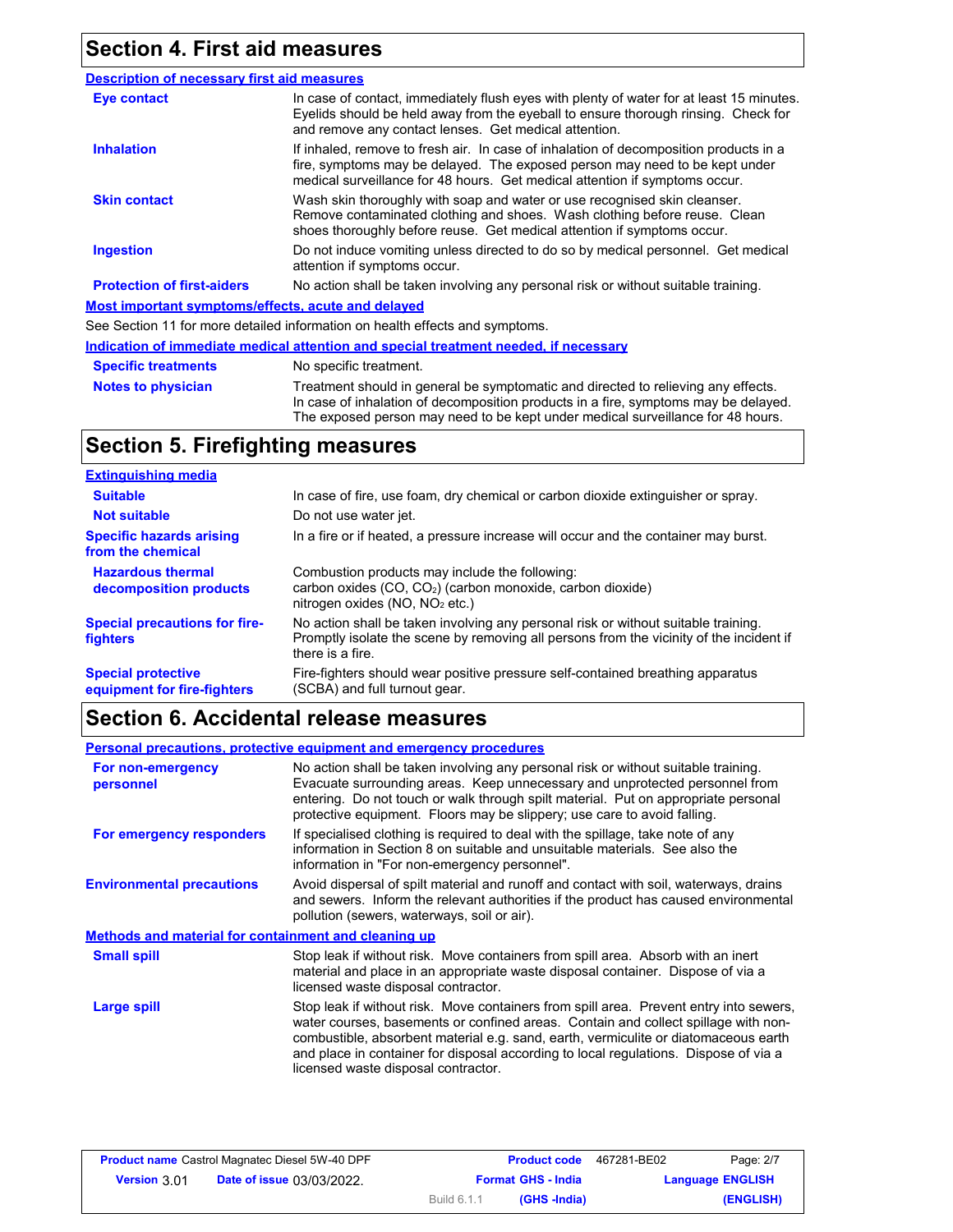## Section 4. First aid measures

### Description of necessary first aid measures

| | |
|---|---|
| **Eye contact** | In case of contact, immediately flush eyes with plenty of water for at least 15 minutes. Eyelids should be held away from the eyeball to ensure thorough rinsing. Check for and remove any contact lenses. Get medical attention. |
| **Inhalation** | If inhaled, remove to fresh air. In case of inhalation of decomposition products in a fire, symptoms may be delayed. The exposed person may need to be kept under medical surveillance for 48 hours. Get medical attention if symptoms occur. |
| **Skin contact** | Wash skin thoroughly with soap and water or use recognised skin cleanser. Remove contaminated clothing and shoes. Wash clothing before reuse. Clean shoes thoroughly before reuse. Get medical attention if symptoms occur. |
| **Ingestion** | Do not induce vomiting unless directed to do so by medical personnel. Get medical attention if symptoms occur. |
| **Protection of first-aiders** | No action shall be taken involving any personal risk or without suitable training. |

### Most important symptoms/effects, acute and delayed

See Section 11 for more detailed information on health effects and symptoms.

### Indication of immediate medical attention and special treatment needed, if necessary

| | |
|---|---|
| **Specific treatments** | No specific treatment. |
| **Notes to physician** | Treatment should in general be symptomatic and directed to relieving any effects. In case of inhalation of decomposition products in a fire, symptoms may be delayed. The exposed person may need to be kept under medical surveillance for 48 hours. |

## Section 5. Firefighting measures

### Extinguishing media

| | |
|---|---|
| **Suitable** | In case of fire, use foam, dry chemical or carbon dioxide extinguisher or spray. |
| **Not suitable** | Do not use water jet. |
| **Specific hazards arising from the chemical** | In a fire or if heated, a pressure increase will occur and the container may burst. |
| **Hazardous thermal decomposition products** | Combustion products may include the following:<br>carbon oxides (CO, $CO_2$) (carbon monoxide, carbon dioxide)<br>nitrogen oxides (NO, $NO_2$ etc.) |
| **Special precautions for fire-fighters** | No action shall be taken involving any personal risk or without suitable training. Promptly isolate the scene by removing all persons from the vicinity of the incident if there is a fire. |
| **Special protective equipment for fire-fighters** | Fire-fighters should wear positive pressure self-contained breathing apparatus (SCBA) and full turnout gear. |

## Section 6. Accidental release measures

### Personal precautions, protective equipment and emergency procedures

| | |
|---|---|
| **For non-emergency personnel** | No action shall be taken involving any personal risk or without suitable training. Evacuate surrounding areas. Keep unnecessary and unprotected personnel from entering. Do not touch or walk through spilt material. Put on appropriate personal protective equipment. Floors may be slippery; use care to avoid falling. |
| **For emergency responders** | If specialised clothing is required to deal with the spillage, take note of any information in Section 8 on suitable and unsuitable materials. See also the information in "For non-emergency personnel". |
| **Environmental precautions** | Avoid dispersal of spilt material and runoff and contact with soil, waterways, drains and sewers. Inform the relevant authorities if the product has caused environmental pollution (sewers, waterways, soil or air). |

### Methods and material for containment and cleaning up

| | |
|---|---|
| **Small spill** | Stop leak if without risk. Move containers from spill area. Absorb with an inert material and place in an appropriate waste disposal container. Dispose of via a licensed waste disposal contractor. |
| **Large spill** | Stop leak if without risk. Move containers from spill area. Prevent entry into sewers, water courses, basements or confined areas. Contain and collect spillage with non-combustible, absorbent material e.g. sand, earth, vermiculite or diatomaceous earth and place in container for disposal according to local regulations. Dispose of via a licensed waste disposal contractor. |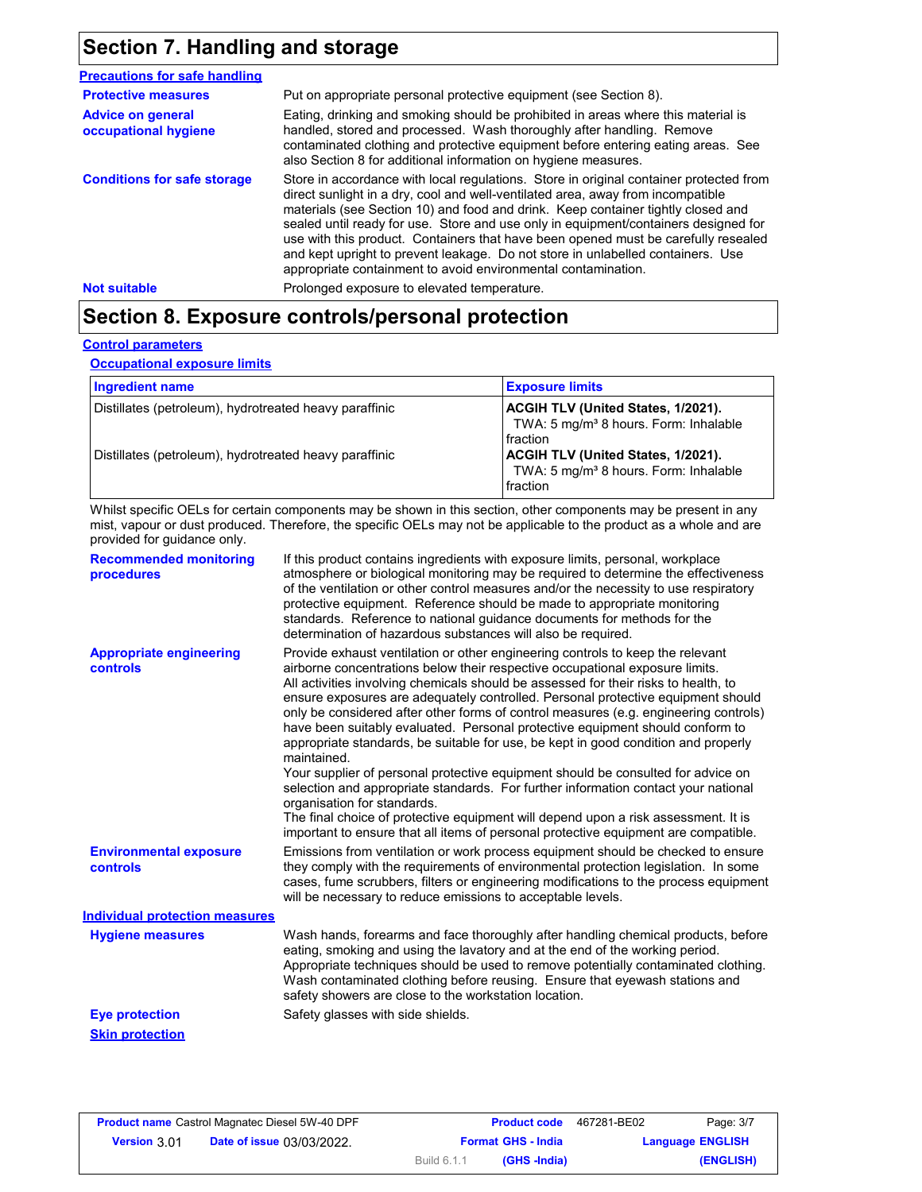## Section 7. Handling and storage

**Precautions for safe handling**

**Protective measures**
Put on appropriate personal protective equipment (see Section 8).

**Advice on general occupational hygiene**
Eating, drinking and smoking should be prohibited in areas where this material is handled, stored and processed. Wash thoroughly after handling. Remove contaminated clothing and protective equipment before entering eating areas. See also Section 8 for additional information on hygiene measures.

**Conditions for safe storage**
Store in accordance with local regulations. Store in original container protected from direct sunlight in a dry, cool and well-ventilated area, away from incompatible materials (see Section 10) and food and drink. Keep container tightly closed and sealed until ready for use. Store and use only in equipment/containers designed for use with this product. Containers that have been opened must be carefully resealed and kept upright to prevent leakage. Do not store in unlabelled containers. Use appropriate containment to avoid environmental contamination.

**Not suitable**
Prolonged exposure to elevated temperature.

## Section 8. Exposure controls/personal protection

**Control parameters**

**Occupational exposure limits**

| Ingredient name | Exposure limits |
|---|---|
| Distillates (petroleum), hydrotreated heavy paraffinic | **ACGIH TLV (United States, 1/2021).** TWA: 5 mg/m³ 8 hours. Form: Inhalable fraction |
| Distillates (petroleum), hydrotreated heavy paraffinic | **ACGIH TLV (United States, 1/2021).** TWA: 5 mg/m³ 8 hours. Form: Inhalable fraction |

Whilst specific OELs for certain components may be shown in this section, other components may be present in any mist, vapour or dust produced. Therefore, the specific OELs may not be applicable to the product as a whole and are provided for guidance only.

**Recommended monitoring procedures**
If this product contains ingredients with exposure limits, personal, workplace atmosphere or biological monitoring may be required to determine the effectiveness of the ventilation or other control measures and/or the necessity to use respiratory protective equipment. Reference should be made to appropriate monitoring standards. Reference to national guidance documents for methods for the determination of hazardous substances will also be required.

**Appropriate engineering controls**
Provide exhaust ventilation or other engineering controls to keep the relevant airborne concentrations below their respective occupational exposure limits.
All activities involving chemicals should be assessed for their risks to health, to ensure exposures are adequately controlled. Personal protective equipment should only be considered after other forms of control measures (e.g. engineering controls) have been suitably evaluated. Personal protective equipment should conform to appropriate standards, be suitable for use, be kept in good condition and properly maintained.
Your supplier of personal protective equipment should be consulted for advice on selection and appropriate standards. For further information contact your national organisation for standards.
The final choice of protective equipment will depend upon a risk assessment. It is important to ensure that all items of personal protective equipment are compatible.

**Environmental exposure controls**
Emissions from ventilation or work process equipment should be checked to ensure they comply with the requirements of environmental protection legislation. In some cases, fume scrubbers, filters or engineering modifications to the process equipment will be necessary to reduce emissions to acceptable levels.

**Individual protection measures**

**Hygiene measures**
Wash hands, forearms and face thoroughly after handling chemical products, before eating, smoking and using the lavatory and at the end of the working period. Appropriate techniques should be used to remove potentially contaminated clothing. Wash contaminated clothing before reusing. Ensure that eyewash stations and safety showers are close to the workstation location.

**Eye protection**
Safety glasses with side shields.

**Skin protection**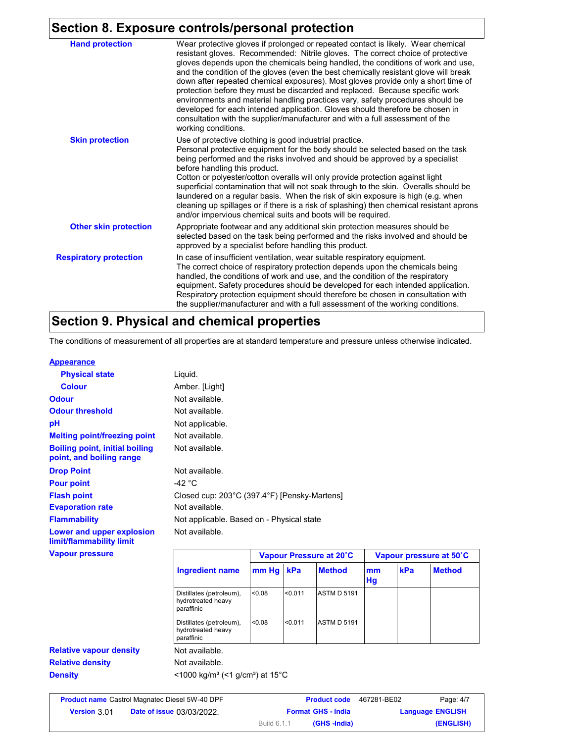## Section 8. Exposure controls/personal protection

| | |
|---|---|
| **Hand protection** | Wear protective gloves if prolonged or repeated contact is likely. Wear chemical resistant gloves. Recommended: Nitrile gloves. The correct choice of protective gloves depends upon the chemicals being handled, the conditions of work and use, and the condition of the gloves (even the best chemically resistant glove will break down after repeated chemical exposures). Most gloves provide only a short time of protection before they must be discarded and replaced. Because specific work environments and material handling practices vary, safety procedures should be developed for each intended application. Gloves should therefore be chosen in consultation with the supplier/manufacturer and with a full assessment of the working conditions. |
| **Skin protection** | Use of protective clothing is good industrial practice. Personal protective equipment for the body should be selected based on the task being performed and the risks involved and should be approved by a specialist before handling this product. Cotton or polyester/cotton overalls will only provide protection against light superficial contamination that will not soak through to the skin. Overalls should be laundered on a regular basis. When the risk of skin exposure is high (e.g. when cleaning up spillages or if there is a risk of splashing) then chemical resistant aprons and/or impervious chemical suits and boots will be required. |
| **Other skin protection** | Appropriate footwear and any additional skin protection measures should be selected based on the task being performed and the risks involved and should be approved by a specialist before handling this product. |
| **Respiratory protection** | In case of insufficient ventilation, wear suitable respiratory equipment. The correct choice of respiratory protection depends upon the chemicals being handled, the conditions of work and use, and the condition of the respiratory equipment. Safety procedures should be developed for each intended application. Respiratory protection equipment should therefore be chosen in consultation with the supplier/manufacturer and with a full assessment of the working conditions. |

## Section 9. Physical and chemical properties

The conditions of measurement of all properties are at standard temperature and pressure unless otherwise indicated.

**Appearance**

| | |
|---|---|
| **Physical state** | Liquid. |
| **Colour** | Amber. [Light] |
| **Odour** | Not available. |
| **Odour threshold** | Not available. |
| **pH** | Not applicable. |
| **Melting point/freezing point** | Not available. |
| **Boiling point, initial boiling point, and boiling range** | Not available. |
| **Drop Point** | Not available. |
| **Pour point** | -42 °C |
| **Flash point** | Closed cup: 203°C (397.4°F) [Pensky-Martens] |
| **Evaporation rate** | Not available. |
| **Flammability** | Not applicable. Based on - Physical state |
| **Lower and upper explosion limit/flammability limit** | Not available. |

**Vapour pressure**

| Ingredient name | Vapour Pressure at 20˚C | | | Vapour pressure at 50˚C | | |
|---|---|---|---|---|---|---|
| | mm Hg | kPa | Method | mm Hg | kPa | Method |
| Distillates (petroleum), hydrotreated heavy paraffinic | <0.08 | <0.011 | ASTM D 5191 | | | |
| Distillates (petroleum), hydrotreated heavy paraffinic | <0.08 | <0.011 | ASTM D 5191 | | | |

| | |
|---|---|
| **Relative vapour density** | Not available. |
| **Relative density** | Not available. |
| **Density** | <1000 kg/m³ (<1 g/cm³) at 15°C |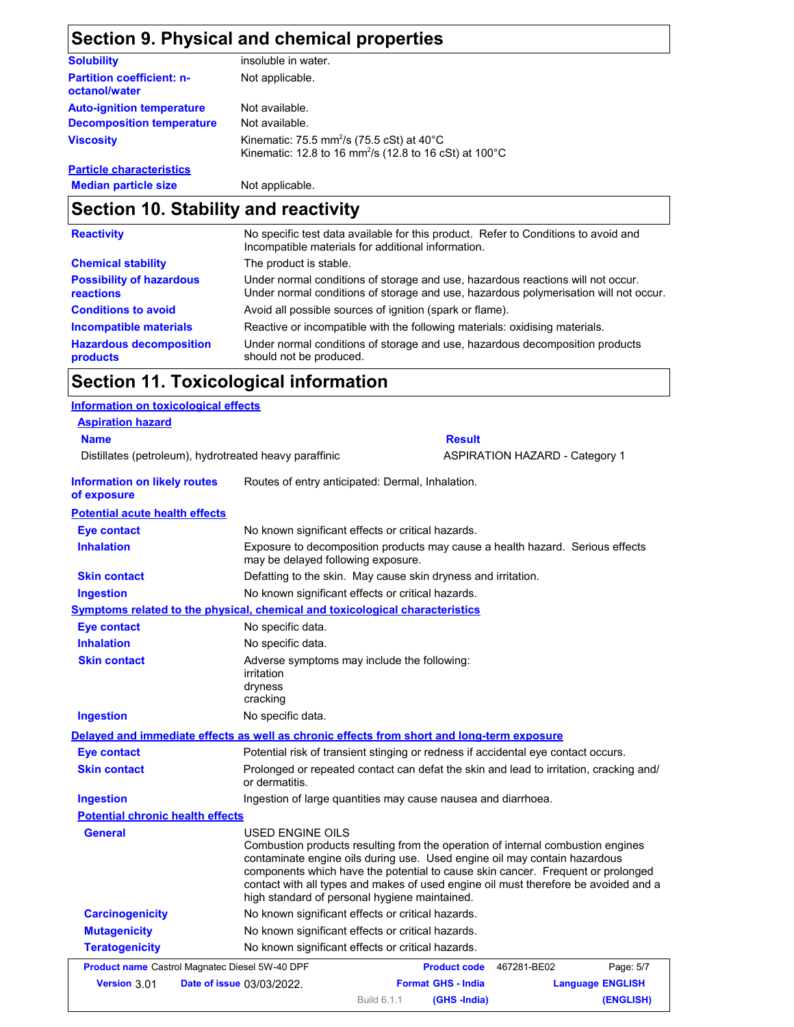## Section 9. Physical and chemical properties

| | |
|---|---|
| **Solubility** | insoluble in water. |
| **Partition coefficient: n-octanol/water** | Not applicable. |
| **Auto-ignition temperature** | Not available. |
| **Decomposition temperature** | Not available. |
| **Viscosity** | Kinematic: 75.5 $mm^2/s$ (75.5 cSt) at 40°C<br>Kinematic: 12.8 to 16 $mm^2/s$ (12.8 to 16 cSt) at 100°C |
| **Particle characteristics** | |
| **Median particle size** | Not applicable. |

## Section 10. Stability and reactivity

| | |
|---|---|
| **Reactivity** | No specific test data available for this product. Refer to Conditions to avoid and Incompatible materials for additional information. |
| **Chemical stability** | The product is stable. |
| **Possibility of hazardous reactions** | Under normal conditions of storage and use, hazardous reactions will not occur.<br>Under normal conditions of storage and use, hazardous polymerisation will not occur. |
| **Conditions to avoid** | Avoid all possible sources of ignition (spark or flame). |
| **Incompatible materials** | Reactive or incompatible with the following materials: oxidising materials. |
| **Hazardous decomposition products** | Under normal conditions of storage and use, hazardous decomposition products should not be produced. |

## Section 11. Toxicological information

**Information on toxicological effects**

**Aspiration hazard**

| Name | Result |
|---|---|
| Distillates (petroleum), hydrotreated heavy paraffinic | ASPIRATION HAZARD - Category 1 |

| | |
|---|---|
| **Information on likely routes of exposure** | Routes of entry anticipated: Dermal, Inhalation. |

**Potential acute health effects**

| | |
|---|---|
| **Eye contact** | No known significant effects or critical hazards. |
| **Inhalation** | Exposure to decomposition products may cause a health hazard. Serious effects may be delayed following exposure. |
| **Skin contact** | Defatting to the skin. May cause skin dryness and irritation. |
| **Ingestion** | No known significant effects or critical hazards. |

**Symptoms related to the physical, chemical and toxicological characteristics**

| | |
|---|---|
| **Eye contact** | No specific data. |
| **Inhalation** | No specific data. |
| **Skin contact** | Adverse symptoms may include the following:<br>irritation<br>dryness<br>cracking |
| **Ingestion** | No specific data. |

**Delayed and immediate effects as well as chronic effects from short and long-term exposure**

| | |
|---|---|
| **Eye contact** | Potential risk of transient stinging or redness if accidental eye contact occurs. |
| **Skin contact** | Prolonged or repeated contact can defat the skin and lead to irritation, cracking and/or dermatitis. |
| **Ingestion** | Ingestion of large quantities may cause nausea and diarrhoea. |

**Potential chronic health effects**

| | |
|---|---|
| **General** | USED ENGINE OILS<br>Combustion products resulting from the operation of internal combustion engines contaminate engine oils during use. Used engine oil may contain hazardous components which have the potential to cause skin cancer. Frequent or prolonged contact with all types and makes of used engine oil must therefore be avoided and a high standard of personal hygiene maintained. |
| **Carcinogenicity** | No known significant effects or critical hazards. |
| **Mutagenicity** | No known significant effects or critical hazards. |
| **Teratogenicity** | No known significant effects or critical hazards. |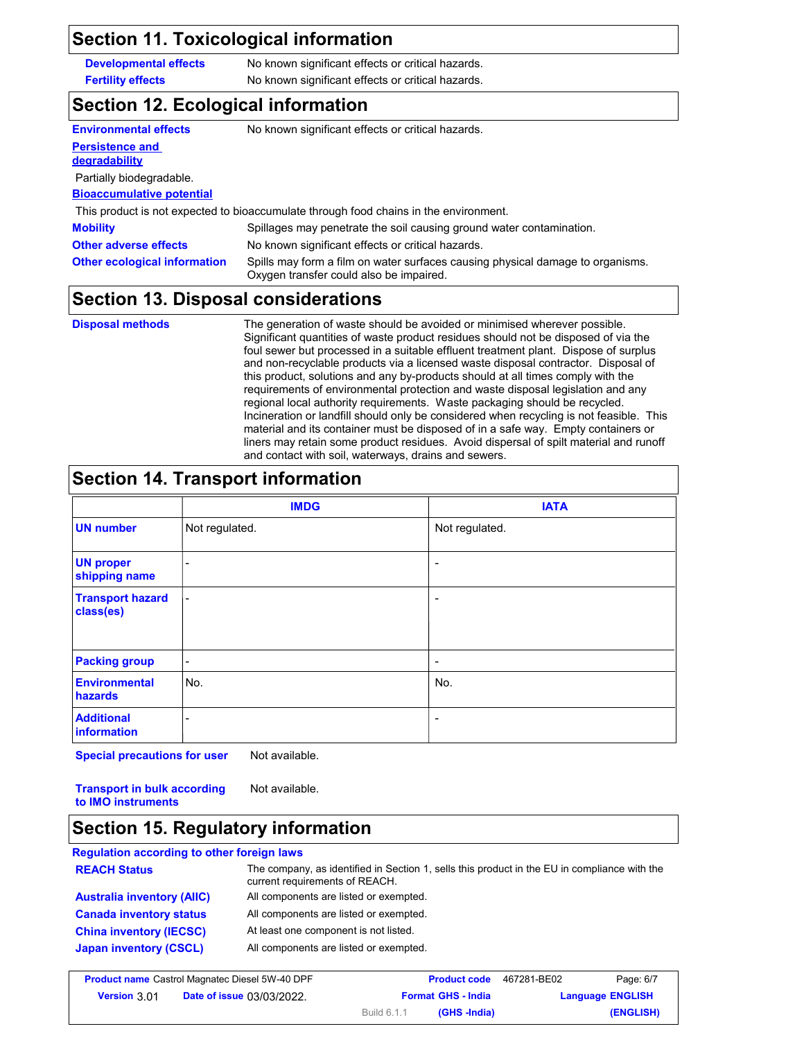## Section 11. Toxicological information

**Developmental effects** No known significant effects or critical hazards.

**Fertility effects** No known significant effects or critical hazards.

## Section 12. Ecological information

**Environmental effects** No known significant effects or critical hazards.

**Persistence and degradability**

Partially biodegradable.

**Bioaccumulative potential**

This product is not expected to bioaccumulate through food chains in the environment.

**Mobility** Spillages may penetrate the soil causing ground water contamination.

**Other adverse effects** No known significant effects or critical hazards.

**Other ecological information** Spills may form a film on water surfaces causing physical damage to organisms. Oxygen transfer could also be impaired.

## Section 13. Disposal considerations

**Disposal methods** The generation of waste should be avoided or minimised wherever possible. Significant quantities of waste product residues should not be disposed of via the foul sewer but processed in a suitable effluent treatment plant. Dispose of surplus and non-recyclable products via a licensed waste disposal contractor. Disposal of this product, solutions and any by-products should at all times comply with the requirements of environmental protection and waste disposal legislation and any regional local authority requirements. Waste packaging should be recycled. Incineration or landfill should only be considered when recycling is not feasible. This material and its container must be disposed of in a safe way. Empty containers or liners may retain some product residues. Avoid dispersal of spilt material and runoff and contact with soil, waterways, drains and sewers.

## Section 14. Transport information

| | IMDG | IATA |
|---|---|---|
| UN number | Not regulated. | Not regulated. |
| UN proper shipping name | - | - |
| Transport hazard class(es) | - | - |
| Packing group | - | - |
| Environmental hazards | No. | No. |
| Additional information | - | - |

**Special precautions for user** Not available.

**Transport in bulk according to IMO instruments** Not available.

## Section 15. Regulatory information

**Regulation according to other foreign laws**

**REACH Status** The company, as identified in Section 1, sells this product in the EU in compliance with the current requirements of REACH.

**Australia inventory (AIIC)** All components are listed or exempted.

**Canada inventory status** All components are listed or exempted.

**China inventory (IECSC)** At least one component is not listed.

**Japan inventory (CSCL)** All components are listed or exempted.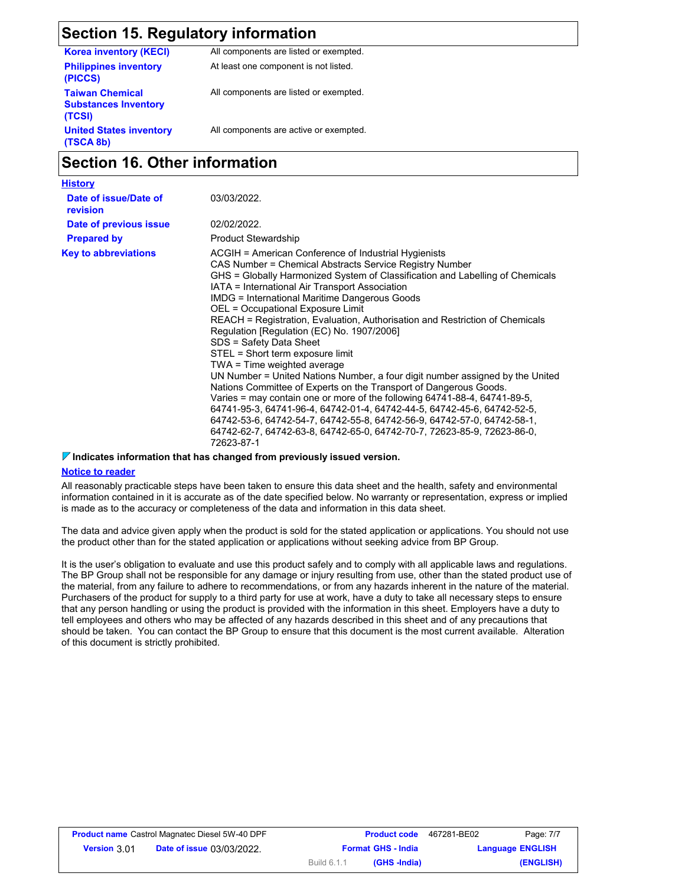## Section 15. Regulatory information

| | |
|---|---|
| **Korea inventory (KECI)** | All components are listed or exempted. |
| **Philippines inventory (PICCS)** | At least one component is not listed. |
| **Taiwan Chemical Substances Inventory (TCSI)** | All components are listed or exempted. |
| **United States inventory (TSCA 8b)** | All components are active or exempted. |

## Section 16. Other information

**History**

| | |
|---|---|
| **Date of issue/Date of revision** | 03/03/2022. |
| **Date of previous issue** | 02/02/2022. |
| **Prepared by** | Product Stewardship |

**Key to abbreviations**

ACGIH = American Conference of Industrial Hygienists
CAS Number = Chemical Abstracts Service Registry Number
GHS = Globally Harmonized System of Classification and Labelling of Chemicals
IATA = International Air Transport Association
IMDG = International Maritime Dangerous Goods
OEL = Occupational Exposure Limit
REACH = Registration, Evaluation, Authorisation and Restriction of Chemicals Regulation [Regulation (EC) No. 1907/2006]
SDS = Safety Data Sheet
STEL = Short term exposure limit
TWA = Time weighted average
UN Number = United Nations Number, a four digit number assigned by the United Nations Committee of Experts on the Transport of Dangerous Goods.
Varies = may contain one or more of the following 64741-88-4, 64741-89-5, 64741-95-3, 64741-96-4, 64742-01-4, 64742-44-5, 64742-45-6, 64742-52-5, 64742-53-6, 64742-54-7, 64742-55-8, 64742-56-9, 64742-57-0, 64742-58-1, 64742-62-7, 64742-63-8, 64742-65-0, 64742-70-7, 72623-85-9, 72623-86-0, 72623-87-1

**Indicates information that has changed from previously issued version.**

**Notice to reader**

All reasonably practicable steps have been taken to ensure this data sheet and the health, safety and environmental information contained in it is accurate as of the date specified below. No warranty or representation, express or implied is made as to the accuracy or completeness of the data and information in this data sheet.

The data and advice given apply when the product is sold for the stated application or applications. You should not use the product other than for the stated application or applications without seeking advice from BP Group.

It is the user's obligation to evaluate and use this product safely and to comply with all applicable laws and regulations. The BP Group shall not be responsible for any damage or injury resulting from use, other than the stated product use of the material, from any failure to adhere to recommendations, or from any hazards inherent in the nature of the material. Purchasers of the product for supply to a third party for use at work, have a duty to take all necessary steps to ensure that any person handling or using the product is provided with the information in this sheet. Employers have a duty to tell employees and others who may be affected of any hazards described in this sheet and of any precautions that should be taken. You can contact the BP Group to ensure that this document is the most current available. Alteration of this document is strictly prohibited.